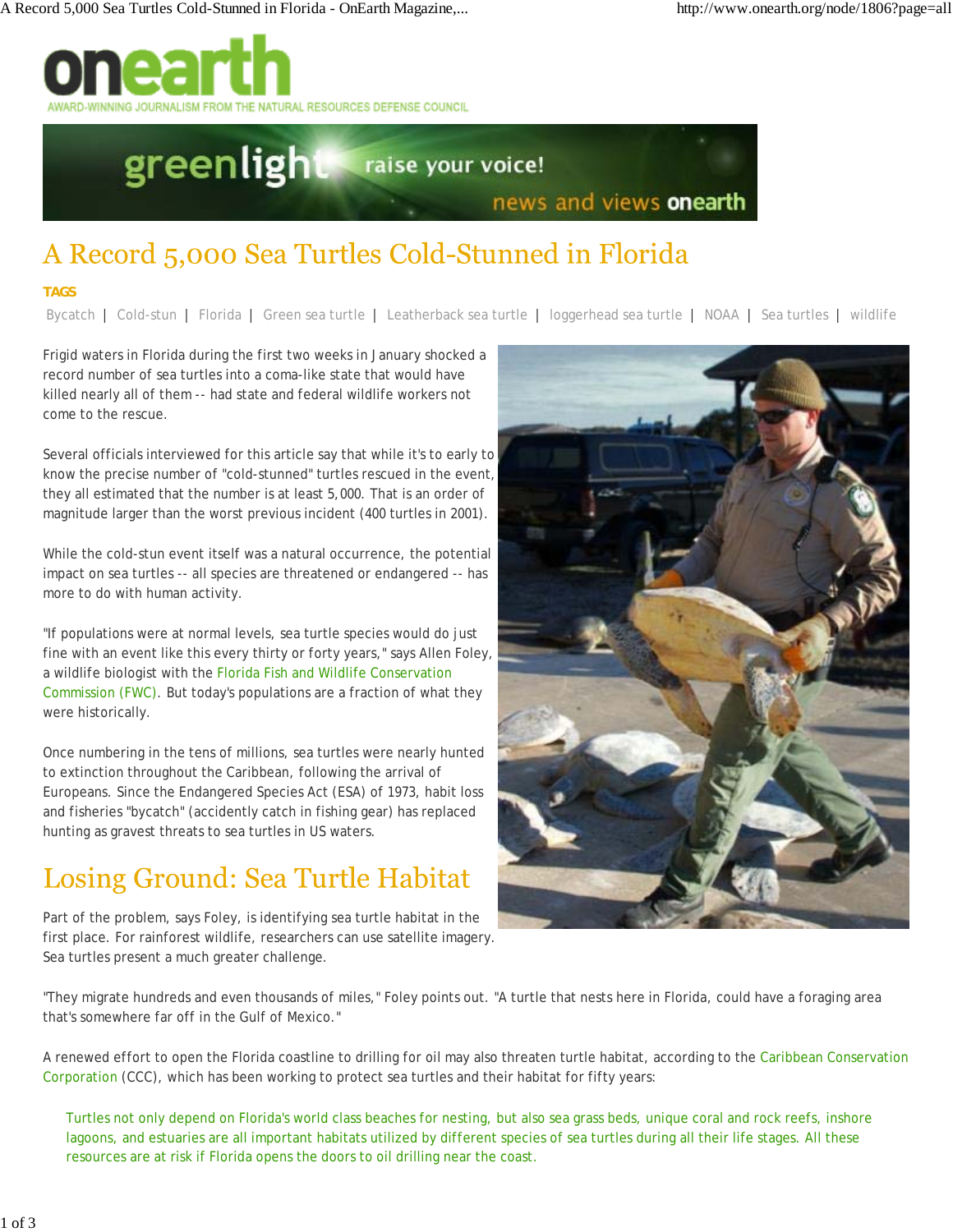# A Record 5,000 Sea Turtles Cold-Stunned in Florida

**TAGS**

Bycatch | Cold-stun | Florida | Green sea turtle | Leatherback sea turtle | loggerhead sea turtle | NOAA | Sea turtles | wildlife

Frigid waters in Florida during the first two weeks in January shocked a record number of sea turtles into a coma-like state that would have killed nearly all of them -- had state and federal wildlife workers not come to the rescue.

Several officials interviewed for this article say that while it's to early to know the precise number of "cold-stunned" turtles rescued in the event, they all estimated that the number is at least 5,000. That is an order of magnitude larger than the worst previous incident (400 turtles in 2001).

While the cold-stun event itself was a natural occurrence, the potential impact on sea turtles -- all species are threatened or endangered -- has more to do with human activity.

"If populations were at normal levels, sea turtle species would do just fine with an event like this every thirty or forty years," says Allen Foley, a wildlife biologist with the Florida Fish and Wildlife Conservation Commission (FWC). But today's populations are a fraction of what they were historically.

Once numbering in the tens of millions, sea turtles were nearly hunted to extinction throughout the Caribbean, following the arrival of Europeans. Since the Endangered Species Act (ESA) of 1973, habit loss and fisheries "bycatch" (accidently catch in fishing gear) has replaced hunting as gravest threats to sea turtles in US waters.

## Losing Ground: Sea Turtle Habitat

Part of the problem, says Foley, is identifying sea turtle habitat in the first place. For rainforest wildlife, researchers can use satellite imagery. Sea turtles present a much greater challenge.

"They migrate hundreds and even thousands of miles," Foley points out. "A turtle that nests here in Florida, could have a foraging area that's somewhere far off in the Gulf of Mexico."

A renewed effort to open the Florida coastline to drilling for oil may also threaten turtle habitat, according to the Caribbean Conservation Corporation (CCC), which has been working to protect sea turtles and their habitat for fifty years:

> Turtles not only depend on Florida's world class beaches for nesting, but also sea grass beds, unique coral and rock reefs, inshore lagoons, and estuaries are all important habitats utilized by different species of sea turtles during all their life stages. All these resources are at risk if Florida opens the doors to oil drilling near the coast.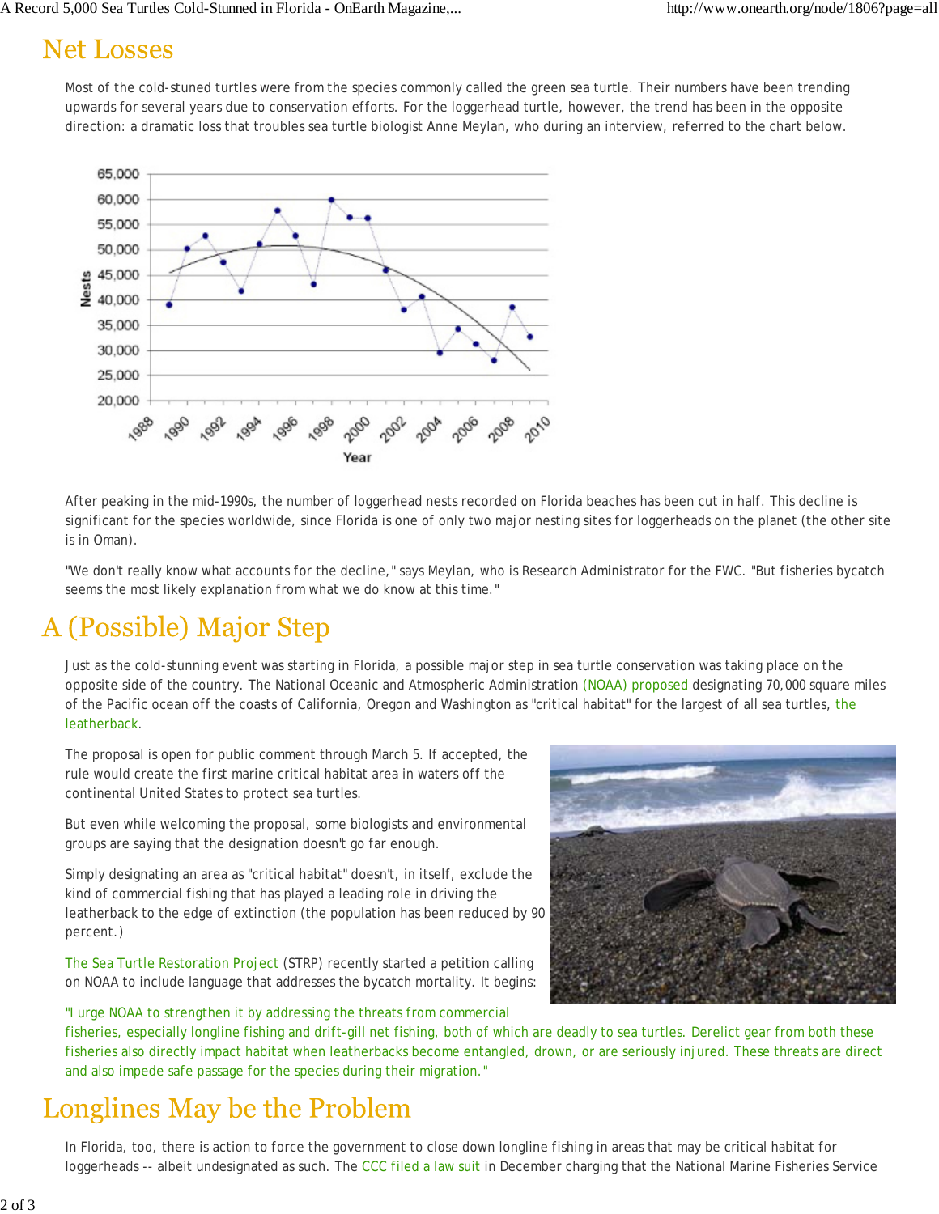## Net Losses

Most of the cold-stuned turtles were from the species commonly called the green sea turtle. Their numbers have been trending upwards for several years due to conservation efforts. For the loggerhead turtle, however, the trend has been in the opposite direction: a dramatic loss that troubles sea turtle biologist Anne Meylan, who during an interview, referred to the chart below.

After peaking in the mid-1990s, the number of loggerhead nests recorded on Florida beaches has been cut in half. This decline is significant for the species worldwide, since Florida is one of only two major nesting sites for loggerheads on the planet (the other site is in Oman).

"We don't really know what accounts for the decline," says Meylan, who is Research Administrator for the FWC. "But fisheries bycatch seems the most likely explanation from what we do know at this time."

## A (Possible) Major Step

Just as the cold-stunning event was starting in Florida, a possible major step in sea turtle conservation was taking place on the opposite side of the country. The National Oceanic and Atmospheric Administration (NOAA) proposed designating 70,000 square miles of the Pacific ocean off the coasts of California, Oregon and Washington as "critical habitat" for the largest of all sea turtles, the leatherback.

The proposal is open for public comment through March 5. If accepted, the rule would create the first marine critical habitat area in waters off the continental United States to protect sea turtles.

But even while welcoming the proposal, some biologists and environmental groups are saying that the designation doesn't go far enough.

Simply designating an area as "critical habitat" doesn't, in itself, exclude the kind of commercial fishing that has played a leading role in driving the leatherback to the edge of extinction (the population has been reduced by 90 percent.)

The Sea Turtle Restoration Project (STRP) recently started a petition calling on NOAA to include language that addresses the bycatch mortality. It begins:

"I urge NOAA to strengthen it by addressing the threats from commercial fisheries, especially longline fishing and drift-gill net fishing, both of which are deadly to sea turtles. Derelict gear from both these fisheries also directly impact habitat when leatherbacks become entangled, drown, or are seriously injured. These threats are direct and also impede safe passage for the species during their migration."

## Longlines May be the Problem

In Florida, too, there is action to force the government to close down longline fishing in areas that may be critical habitat for loggerheads -- albeit undesignated as such. The CCC filed a law suit in December charging that the National Marine Fisheries Service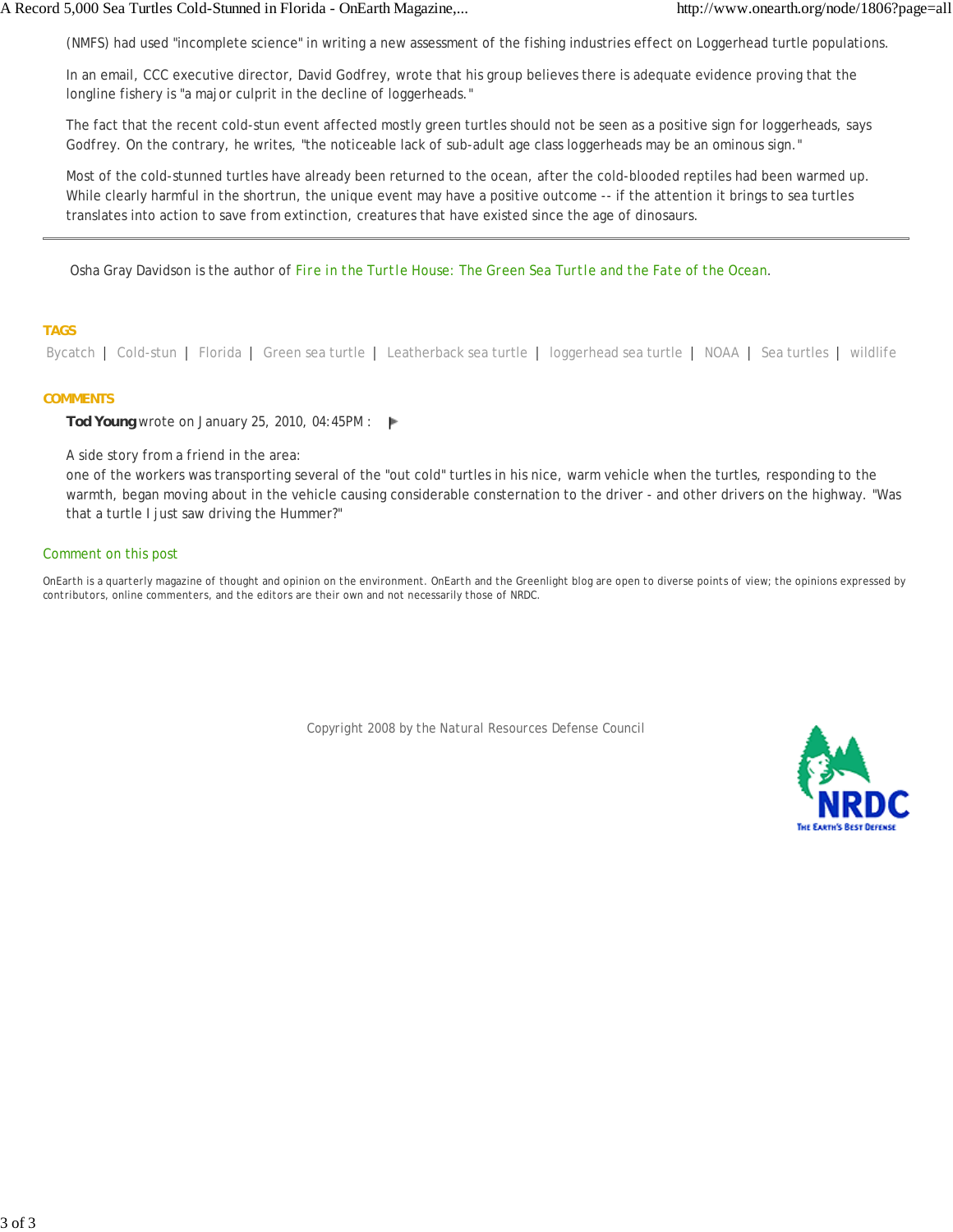(NMFS) had used "incomplete science" in writing a new assessment of the fishing industries effect on Loggerhead turtle populations.

In an email, CCC executive director, David Godfrey, wrote that his group believes there is adequate evidence proving that the longline fishery is "a major culprit in the decline of loggerheads."

The fact that the recent cold-stun event affected mostly green turtles should not be seen as a positive sign for loggerheads, says Godfrey. On the contrary, he writes, "the noticeable lack of sub-adult age class loggerheads may be an ominous sign."

Most of the cold-stunned turtles have already been returned to the ocean, after the cold-blooded reptiles had been warmed up. While clearly harmful in the shortrun, the unique event may have a positive outcome -- if the attention it brings to sea turtles translates into action to save from extinction, creatures that have existed since the age of dinosaurs.

---

Osha Gray Davidson is the author of Fire in the Turtle House: The Green Sea Turtle and the Fate of the Ocean.

## TAGS

Bycatch | Cold-stun | Florida | Green sea turtle | Leatherback sea turtle | loggerhead sea turtle | NOAA | Sea turtles | wildlife

## COMMENTS

**Tod Young** wrote on January 25, 2010, 04:45PM :

A side story from a friend in the area:
one of the workers was transporting several of the "out cold" turtles in his nice, warm vehicle when the turtles, responding to the warmth, began moving about in the vehicle causing considerable consternation to the driver - and other drivers on the highway. "Was that a turtle I just saw driving the Hummer?"

Comment on this post

OnEarth is a quarterly magazine of thought and opinion on the environment. OnEarth and the Greenlight blog are open to diverse points of view; the opinions expressed by contributors, online commenters, and the editors are their own and not necessarily those of NRDC.

Copyright 2008 by the Natural Resources Defense Council

NRDC
The Earth's Best Defense